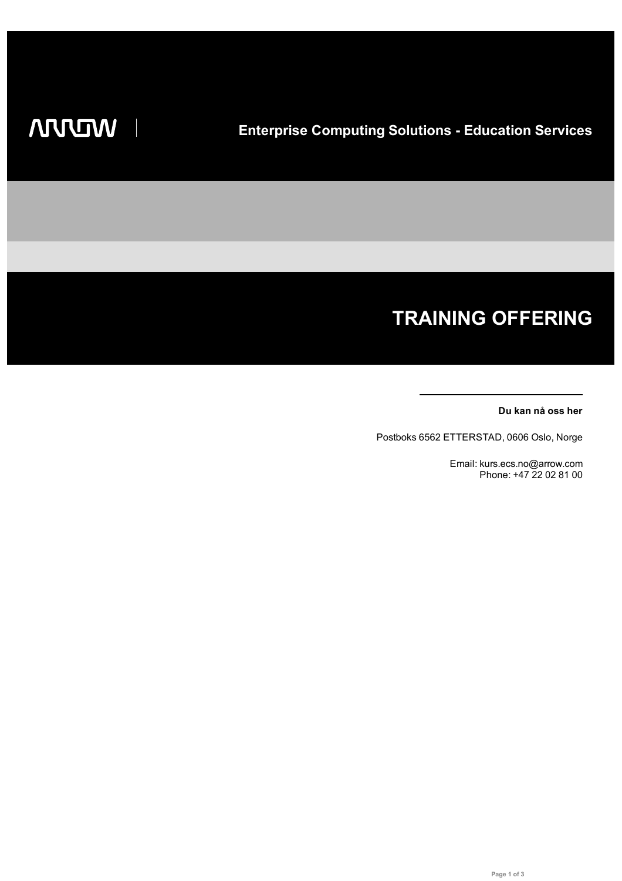ARROW

Enterprise Computing Solutions - Education Services

# TRAINING OFFERING

**Du kan nå oss her**

Postboks 6562 ETTERSTAD, 0606 Oslo, Norge

Email: kurs.ecs.no@arrow.com
Phone: +47 22 02 81 00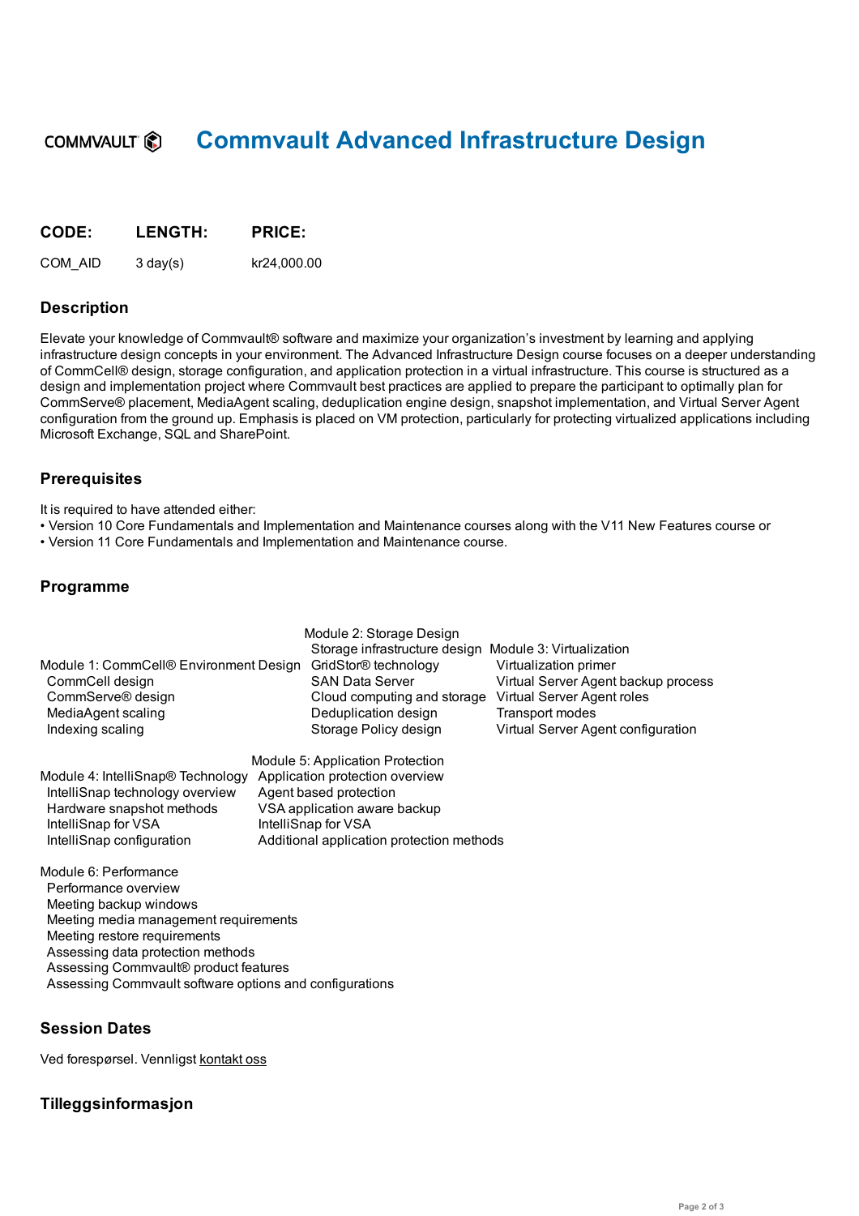COMMVAULT

# Commvault Advanced Infrastructure Design

| CODE: | LENGTH: | PRICE: |
|---|---|---|
| COM_AID | 3 day(s) | kr24,000.00 |

## Description

Elevate your knowledge of Commvault® software and maximize your organization's investment by learning and applying infrastructure design concepts in your environment. The Advanced Infrastructure Design course focuses on a deeper understanding of CommCell® design, storage configuration, and application protection in a virtual infrastructure. This course is structured as a design and implementation project where Commvault best practices are applied to prepare the participant to optimally plan for CommServe® placement, MediaAgent scaling, deduplication engine design, snapshot implementation, and Virtual Server Agent configuration from the ground up. Emphasis is placed on VM protection, particularly for protecting virtualized applications including Microsoft Exchange, SQL and SharePoint.

## Prerequisites

It is required to have attended either:
- Version 10 Core Fundamentals and Implementation and Maintenance courses along with the V11 New Features course or
- Version 11 Core Fundamentals and Implementation and Maintenance course.

## Programme

Module 1: CommCell® Environment Design
- CommCell design
- CommServe® design
- MediaAgent scaling
- Indexing scaling

Module 2: Storage Design
- Storage infrastructure design
- GridStor® technology
- SAN Data Server
- Cloud computing and storage
- Deduplication design
- Storage Policy design

Module 3: Virtualization
- Virtualization primer
- Virtual Server Agent backup process
- Virtual Server Agent roles
- Transport modes
- Virtual Server Agent configuration

Module 4: IntelliSnap® Technology
- IntelliSnap technology overview
- Hardware snapshot methods
- IntelliSnap for VSA
- IntelliSnap configuration

Module 5: Application Protection
- Application protection overview
- Agent based protection
- VSA application aware backup
- IntelliSnap for VSA
- Additional application protection methods

Module 6: Performance
- Performance overview
- Meeting backup windows
- Meeting media management requirements
- Meeting restore requirements
- Assessing data protection methods
- Assessing Commvault® product features
- Assessing Commvault software options and configurations

## Session Dates

Ved forespørsel. Vennligst kontakt oss

## Tilleggsinformasjon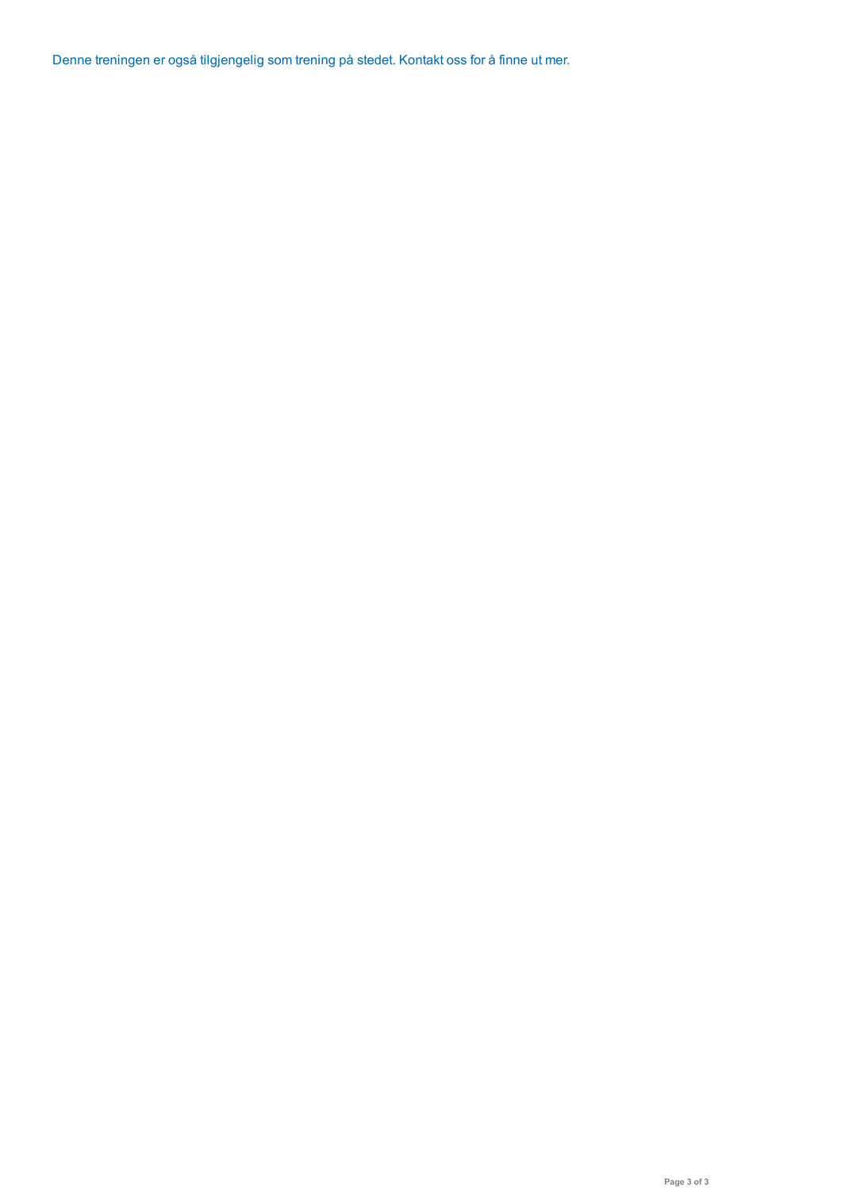Denne treningen er også tilgjengelig som trening på stedet. Kontakt oss for å finne ut mer.